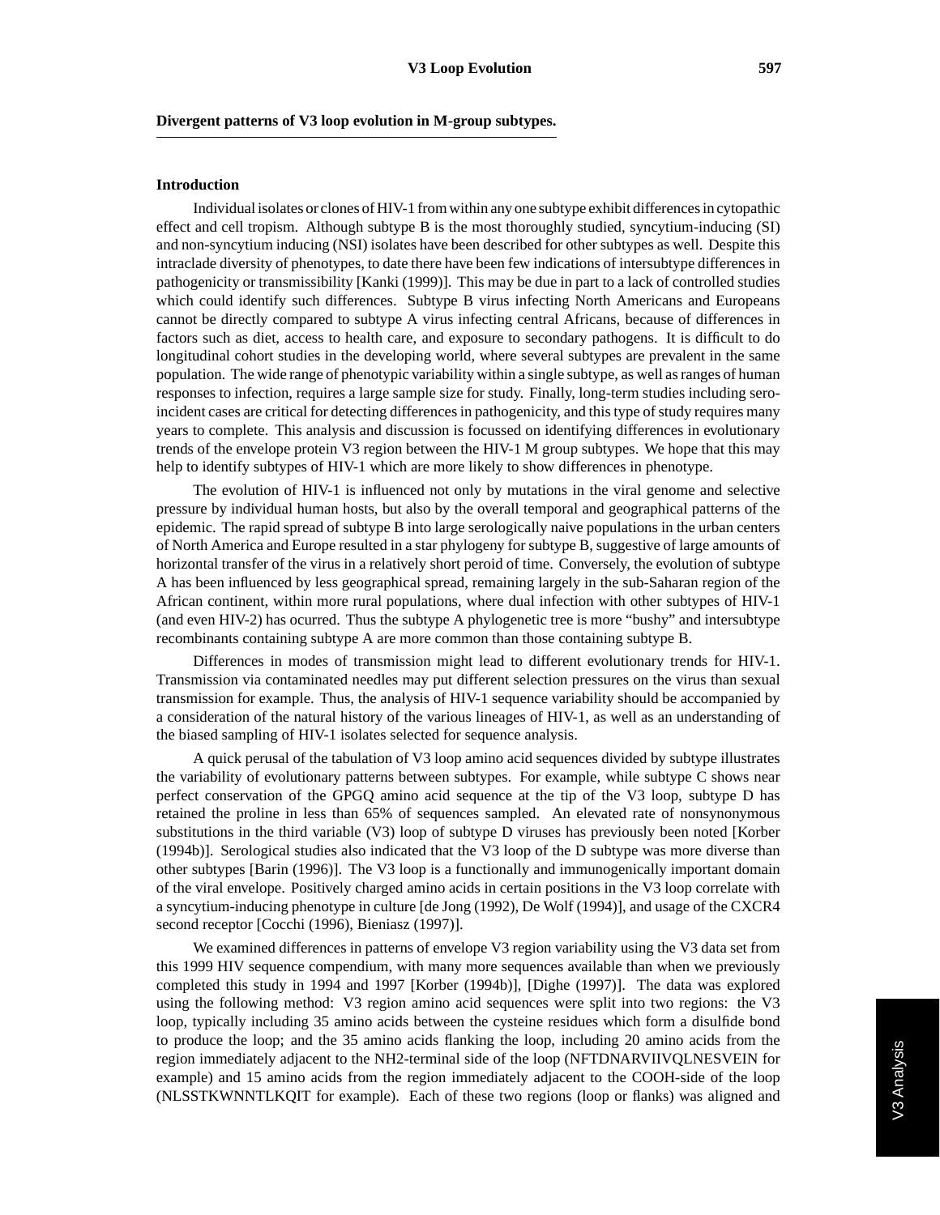## Divergent patterns of V3 loop evolution in M-group subtypes.

### Introduction

Individual isolates or clones of HIV-1 from within any one subtype exhibit differences in cytopathic effect and cell tropism. Although subtype B is the most thoroughly studied, syncytium-inducing (SI) and non-syncytium inducing (NSI) isolates have been described for other subtypes as well. Despite this intraclade diversity of phenotypes, to date there have been few indications of intersubtype differences in pathogenicity or transmissibility [Kanki (1999)]. This may be due in part to a lack of controlled studies which could identify such differences. Subtype B virus infecting North Americans and Europeans cannot be directly compared to subtype A virus infecting central Africans, because of differences in factors such as diet, access to health care, and exposure to secondary pathogens. It is difficult to do longitudinal cohort studies in the developing world, where several subtypes are prevalent in the same population. The wide range of phenotypic variability within a single subtype, as well as ranges of human responses to infection, requires a large sample size for study. Finally, long-term studies including sero-incident cases are critical for detecting differences in pathogenicity, and this type of study requires many years to complete. This analysis and discussion is focussed on identifying differences in evolutionary trends of the envelope protein V3 region between the HIV-1 M group subtypes. We hope that this may help to identify subtypes of HIV-1 which are more likely to show differences in phenotype.

The evolution of HIV-1 is influenced not only by mutations in the viral genome and selective pressure by individual human hosts, but also by the overall temporal and geographical patterns of the epidemic. The rapid spread of subtype B into large serologically naive populations in the urban centers of North America and Europe resulted in a star phylogeny for subtype B, suggestive of large amounts of horizontal transfer of the virus in a relatively short peroid of time. Conversely, the evolution of subtype A has been influenced by less geographical spread, remaining largely in the sub-Saharan region of the African continent, within more rural populations, where dual infection with other subtypes of HIV-1 (and even HIV-2) has ocurred. Thus the subtype A phylogenetic tree is more "bushy" and intersubtype recombinants containing subtype A are more common than those containing subtype B.

Differences in modes of transmission might lead to different evolutionary trends for HIV-1. Transmission via contaminated needles may put different selection pressures on the virus than sexual transmission for example. Thus, the analysis of HIV-1 sequence variability should be accompanied by a consideration of the natural history of the various lineages of HIV-1, as well as an understanding of the biased sampling of HIV-1 isolates selected for sequence analysis.

A quick perusal of the tabulation of V3 loop amino acid sequences divided by subtype illustrates the variability of evolutionary patterns between subtypes. For example, while subtype C shows near perfect conservation of the GPGQ amino acid sequence at the tip of the V3 loop, subtype D has retained the proline in less than 65% of sequences sampled. An elevated rate of nonsynonymous substitutions in the third variable (V3) loop of subtype D viruses has previously been noted [Korber (1994b)]. Serological studies also indicated that the V3 loop of the D subtype was more diverse than other subtypes [Barin (1996)]. The V3 loop is a functionally and immunogenically important domain of the viral envelope. Positively charged amino acids in certain positions in the V3 loop correlate with a syncytium-inducing phenotype in culture [de Jong (1992), De Wolf (1994)], and usage of the CXCR4 second receptor [Cocchi (1996), Bieniasz (1997)].

We examined differences in patterns of envelope V3 region variability using the V3 data set from this 1999 HIV sequence compendium, with many more sequences available than when we previously completed this study in 1994 and 1997 [Korber (1994b)], [Dighe (1997)]. The data was explored using the following method: V3 region amino acid sequences were split into two regions: the V3 loop, typically including 35 amino acids between the cysteine residues which form a disulfide bond to produce the loop; and the 35 amino acids flanking the loop, including 20 amino acids from the region immediately adjacent to the NH2-terminal side of the loop (NFTDNARVIIVQLNESVEIN for example) and 15 amino acids from the region immediately adjacent to the COOH-side of the loop (NLSSTKWNNTLKQIT for example). Each of these two regions (loop or flanks) was aligned and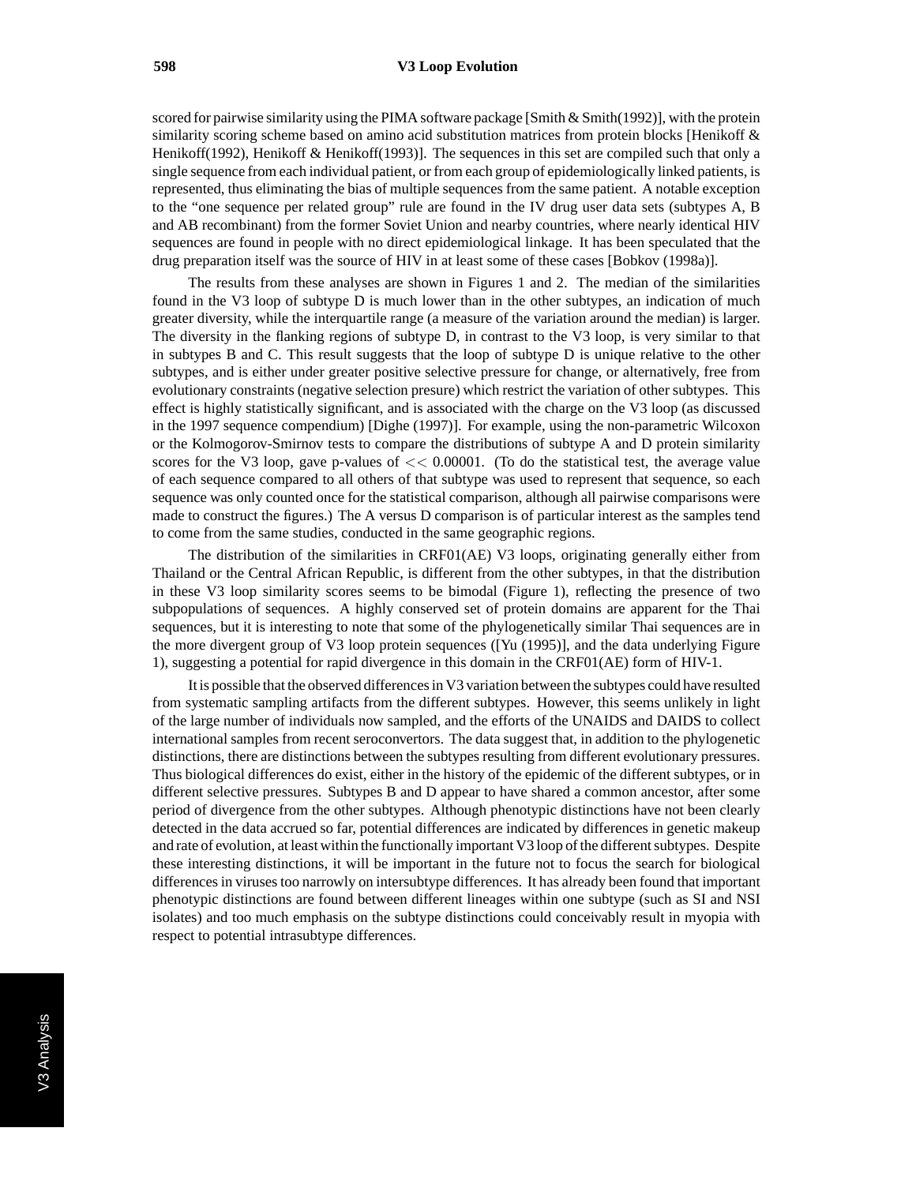scored for pairwise similarity using the PIMA software package [Smith & Smith(1992)], with the protein similarity scoring scheme based on amino acid substitution matrices from protein blocks [Henikoff & Henikoff(1992), Henikoff & Henikoff(1993)]. The sequences in this set are compiled such that only a single sequence from each individual patient, or from each group of epidemiologically linked patients, is represented, thus eliminating the bias of multiple sequences from the same patient. A notable exception to the "one sequence per related group" rule are found in the IV drug user data sets (subtypes A, B and AB recombinant) from the former Soviet Union and nearby countries, where nearly identical HIV sequences are found in people with no direct epidemiological linkage. It has been speculated that the drug preparation itself was the source of HIV in at least some of these cases [Bobkov (1998a)].

The results from these analyses are shown in Figures 1 and 2. The median of the similarities found in the V3 loop of subtype D is much lower than in the other subtypes, an indication of much greater diversity, while the interquartile range (a measure of the variation around the median) is larger. The diversity in the flanking regions of subtype D, in contrast to the V3 loop, is very similar to that in subtypes B and C. This result suggests that the loop of subtype D is unique relative to the other subtypes, and is either under greater positive selective pressure for change, or alternatively, free from evolutionary constraints (negative selection presure) which restrict the variation of other subtypes. This effect is highly statistically significant, and is associated with the charge on the V3 loop (as discussed in the 1997 sequence compendium) [Dighe (1997)]. For example, using the non-parametric Wilcoxon or the Kolmogorov-Smirnov tests to compare the distributions of subtype A and D protein similarity scores for the V3 loop, gave p-values of $<< 0.00001$. (To do the statistical test, the average value of each sequence compared to all others of that subtype was used to represent that sequence, so each sequence was only counted once for the statistical comparison, although all pairwise comparisons were made to construct the figures.) The A versus D comparison is of particular interest as the samples tend to come from the same studies, conducted in the same geographic regions.

The distribution of the similarities in CRF01(AE) V3 loops, originating generally either from Thailand or the Central African Republic, is different from the other subtypes, in that the distribution in these V3 loop similarity scores seems to be bimodal (Figure 1), reflecting the presence of two subpopulations of sequences. A highly conserved set of protein domains are apparent for the Thai sequences, but it is interesting to note that some of the phylogenetically similar Thai sequences are in the more divergent group of V3 loop protein sequences ([Yu (1995)], and the data underlying Figure 1), suggesting a potential for rapid divergence in this domain in the CRF01(AE) form of HIV-1.

It is possible that the observed differences in V3 variation between the subtypes could have resulted from systematic sampling artifacts from the different subtypes. However, this seems unlikely in light of the large number of individuals now sampled, and the efforts of the UNAIDS and DAIDS to collect international samples from recent seroconvertors. The data suggest that, in addition to the phylogenetic distinctions, there are distinctions between the subtypes resulting from different evolutionary pressures. Thus biological differences do exist, either in the history of the epidemic of the different subtypes, or in different selective pressures. Subtypes B and D appear to have shared a common ancestor, after some period of divergence from the other subtypes. Although phenotypic distinctions have not been clearly detected in the data accrued so far, potential differences are indicated by differences in genetic makeup and rate of evolution, at least within the functionally important V3 loop of the different subtypes. Despite these interesting distinctions, it will be important in the future not to focus the search for biological differences in viruses too narrowly on intersubtype differences. It has already been found that important phenotypic distinctions are found between different lineages within one subtype (such as SI and NSI isolates) and too much emphasis on the subtype distinctions could conceivably result in myopia with respect to potential intrasubtype differences.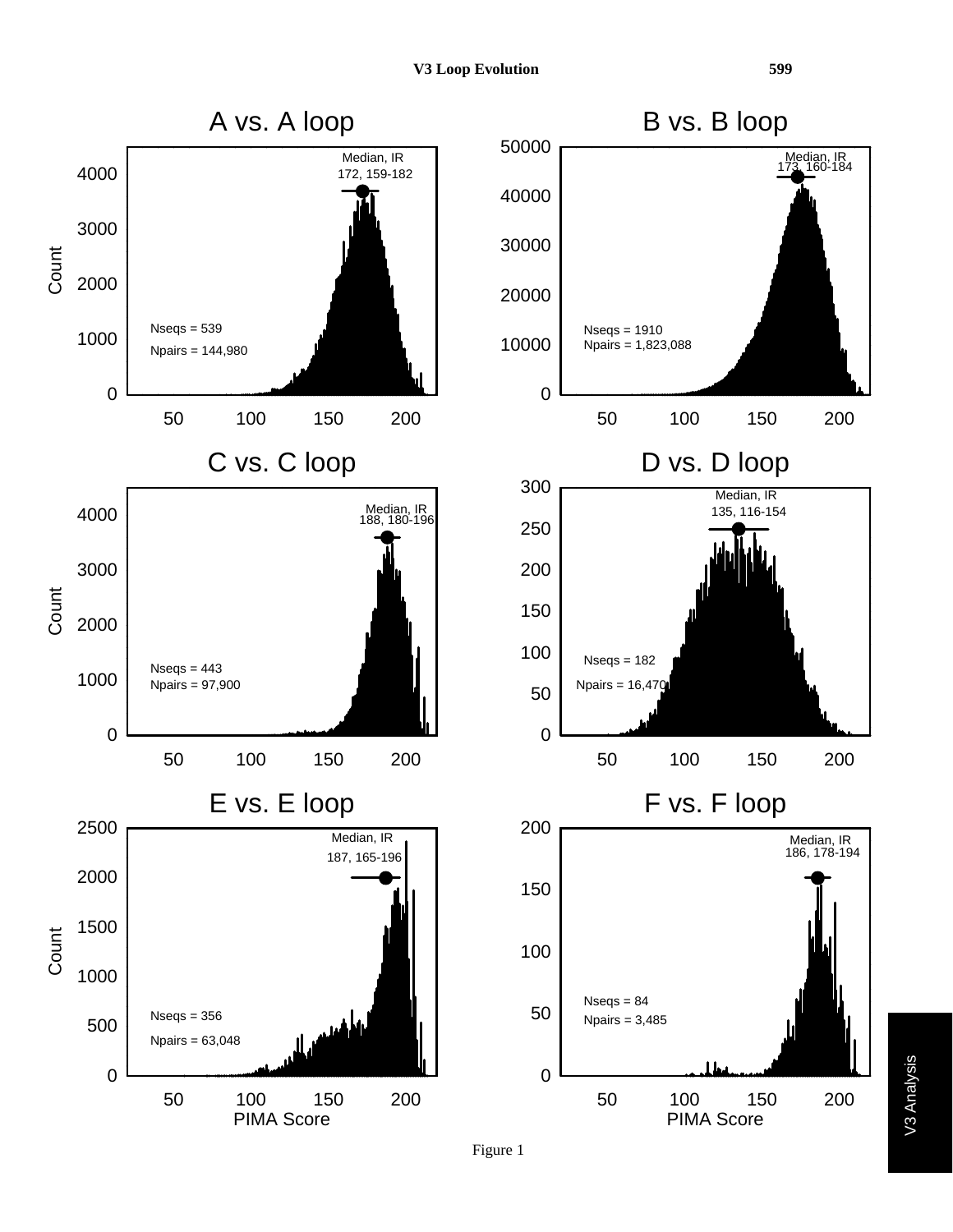## A vs. A loop

Median, IR: 172, 159-182

Nseqs = 539

Npairs = 144,980

## B vs. B loop

Median, IR: 173, 160-184

Nseqs = 1910

Npairs = 1,823,088

## C vs. C loop

Median, IR: 188, 180-196

Nseqs = 443

Npairs = 97,900

## D vs. D loop

Median, IR: 135, 116-154

Nseqs = 182

Npairs = 16,470

## E vs. E loop

Median, IR: 187, 165-196

Nseqs = 356

Npairs = 63,048

## F vs. F loop

Median, IR: 186, 178-194

Nseqs = 84

Npairs = 3,485

Y-axis: Count; X-axis: PIMA Score

Figure 1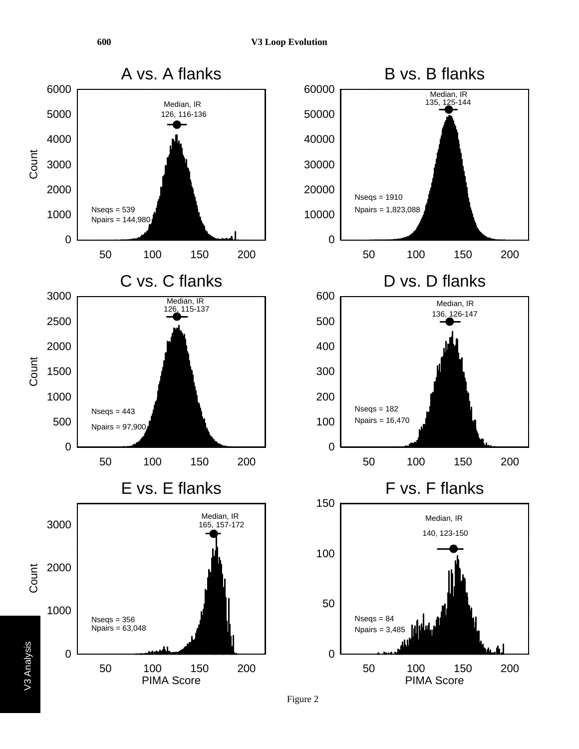A vs. A flanks

6000
5000
4000
3000
2000
1000
0

Count

Median, IR
126, 116-136

Nseqs = 539
Npairs = 144,980

50 100 150 200

B vs. B flanks

60000
50000
40000
30000
20000
10000
0

Median, IR
135, 125-144

Nseqs = 1910
Npairs = 1,823,088

50 100 150 200

C vs. C flanks

3000
2500
2000
1500
1000
500
0

Count

Median, IR
126, 115-137

Nseqs = 443
Npairs = 97,900

50 100 150 200

D vs. D flanks

600
500
400
300
200
100
0

Median, IR
136, 126-147

Nseqs = 182
Npairs = 16,470

50 100 150 200

E vs. E flanks

3000
2000
1000
0

Count

Median, IR
165, 157-172

Nseqs = 356
Npairs = 63,048

50 100 150 200
PIMA Score

F vs. F flanks

150
100
50
0

Median, IR
140, 123-150

Nseqs = 84
Npairs = 3,485

50 100 150 200
PIMA Score

V3 Analysis

Figure 2